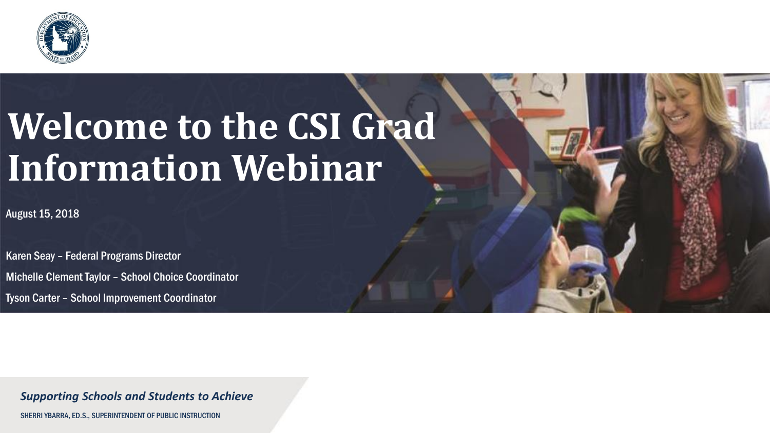# Welcome to the CSI Grad Information Webinar

August 15, 2018

Karen Seay – Federal Programs Director

Michelle Clement Taylor – School Choice Coordinator

Tyson Carter – School Improvement Coordinator

*Supporting Schools and Students to Achieve*

SHERRI YBARRA, ED.S., SUPERINTENDENT OF PUBLIC INSTRUCTION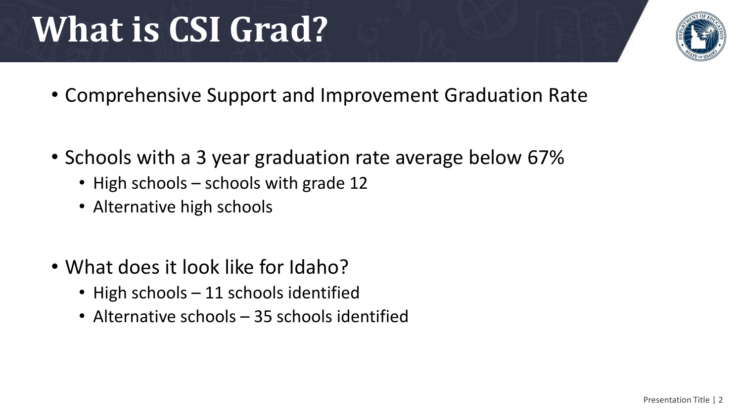# What is CSI Grad?

- Comprehensive Support and Improvement Graduation Rate

- Schools with a 3 year graduation rate average below 67%
  - High schools – schools with grade 12
  - Alternative high schools

- What does it look like for Idaho?
  - High schools – 11 schools identified
  - Alternative schools – 35 schools identified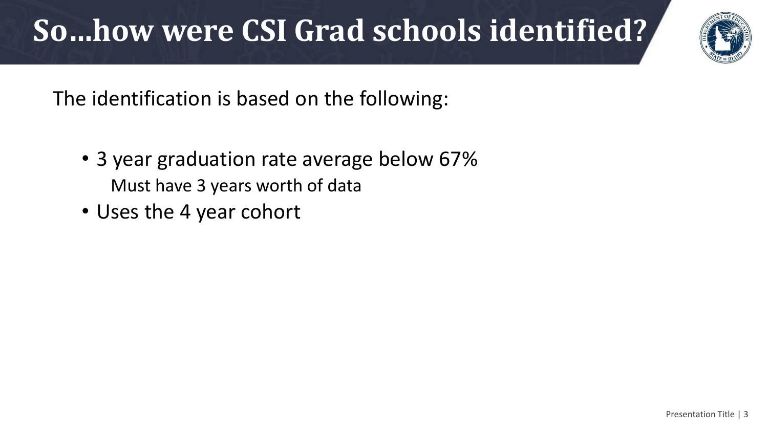# So…how were CSI Grad schools identified?

The identification is based on the following:

- 3 year graduation rate average below 67%
  
  Must have 3 years worth of data
- Uses the 4 year cohort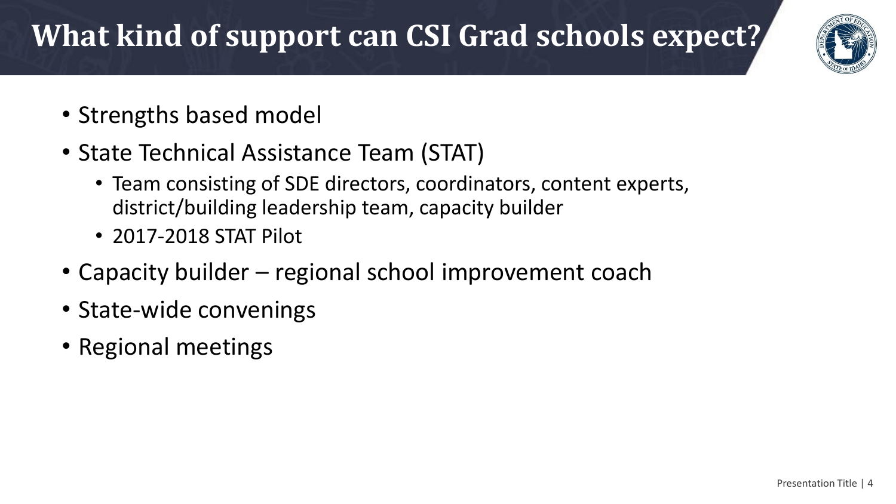# What kind of support can CSI Grad schools expect?

- Strengths based model
- State Technical Assistance Team (STAT)
  - Team consisting of SDE directors, coordinators, content experts, district/building leadership team, capacity builder
  - 2017-2018 STAT Pilot
- Capacity builder – regional school improvement coach
- State-wide convenings
- Regional meetings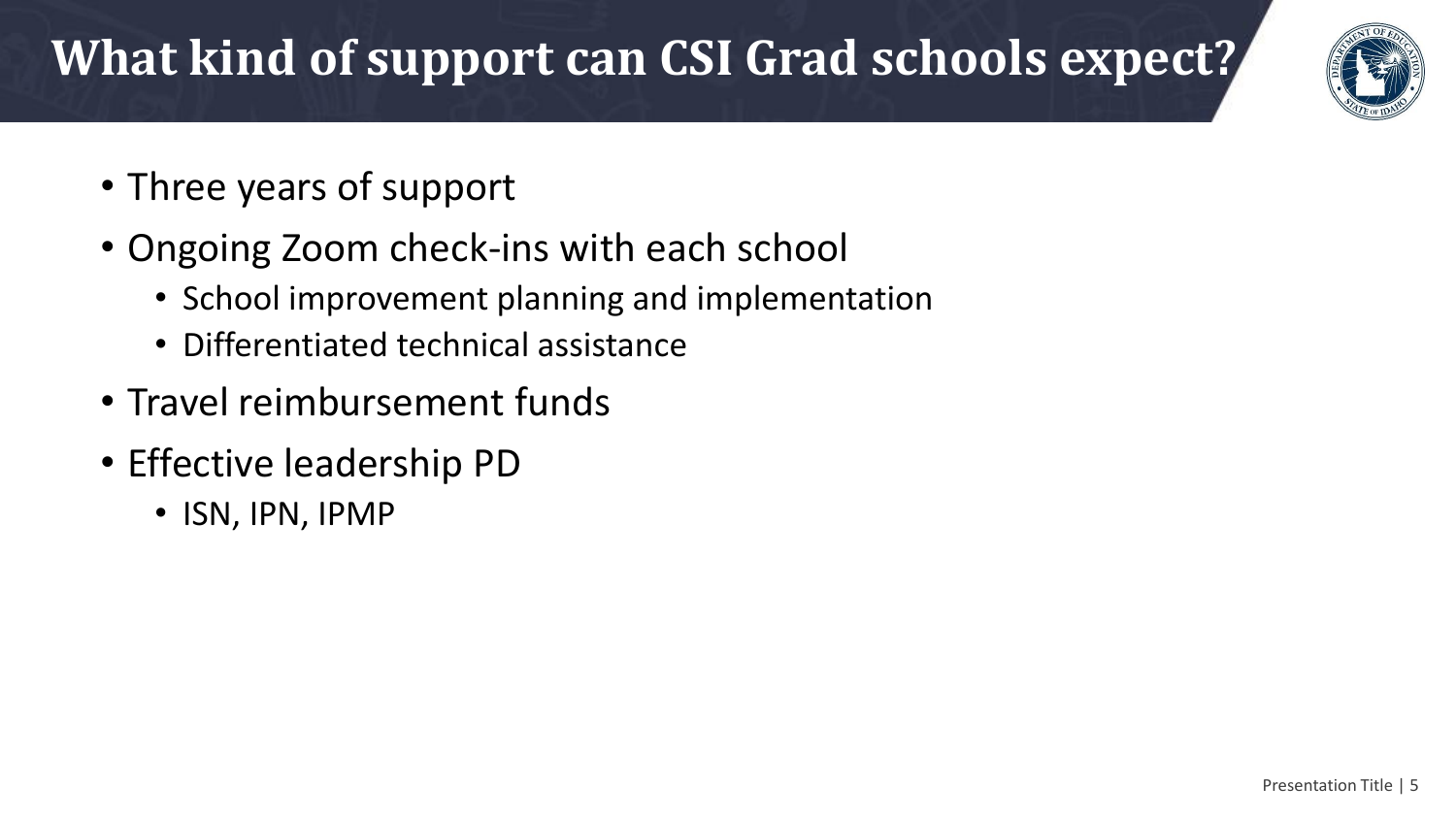# What kind of support can CSI Grad schools expect?

- Three years of support
- Ongoing Zoom check-ins with each school
  - School improvement planning and implementation
  - Differentiated technical assistance
- Travel reimbursement funds
- Effective leadership PD
  - ISN, IPN, IPMP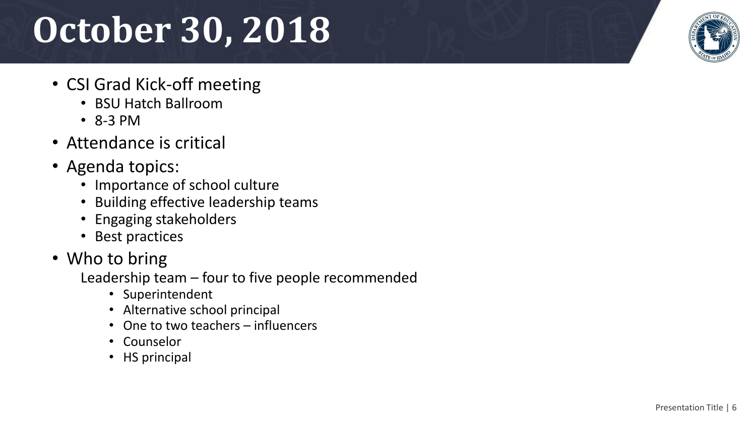# October 30, 2018

- CSI Grad Kick-off meeting
  - BSU Hatch Ballroom
  - 8-3 PM
- Attendance is critical
- Agenda topics:
  - Importance of school culture
  - Building effective leadership teams
  - Engaging stakeholders
  - Best practices
- Who to bring

  Leadership team – four to five people recommended
  - Superintendent
  - Alternative school principal
  - One to two teachers – influencers
  - Counselor
  - HS principal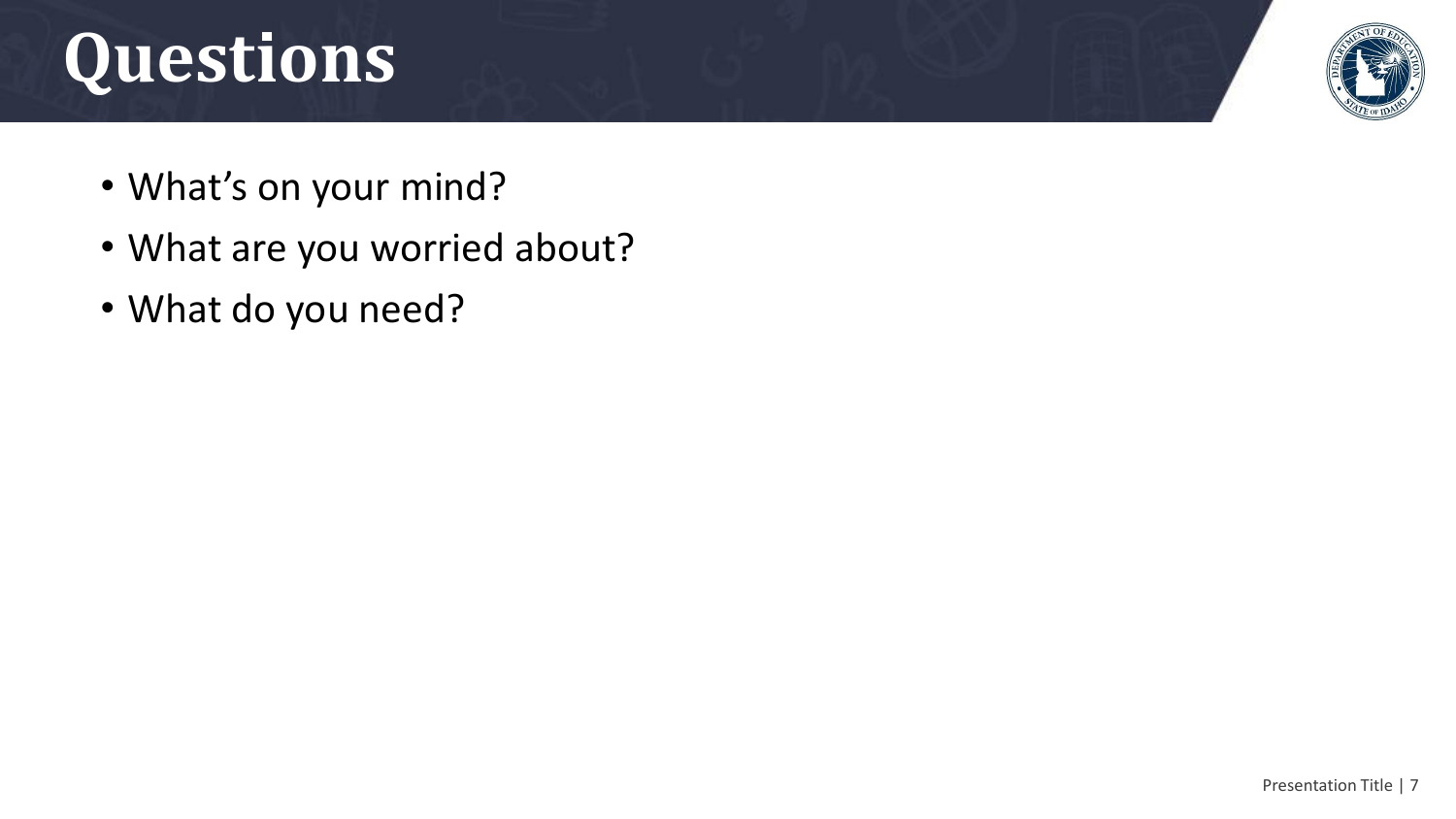# Questions

- What's on your mind?
- What are you worried about?
- What do you need?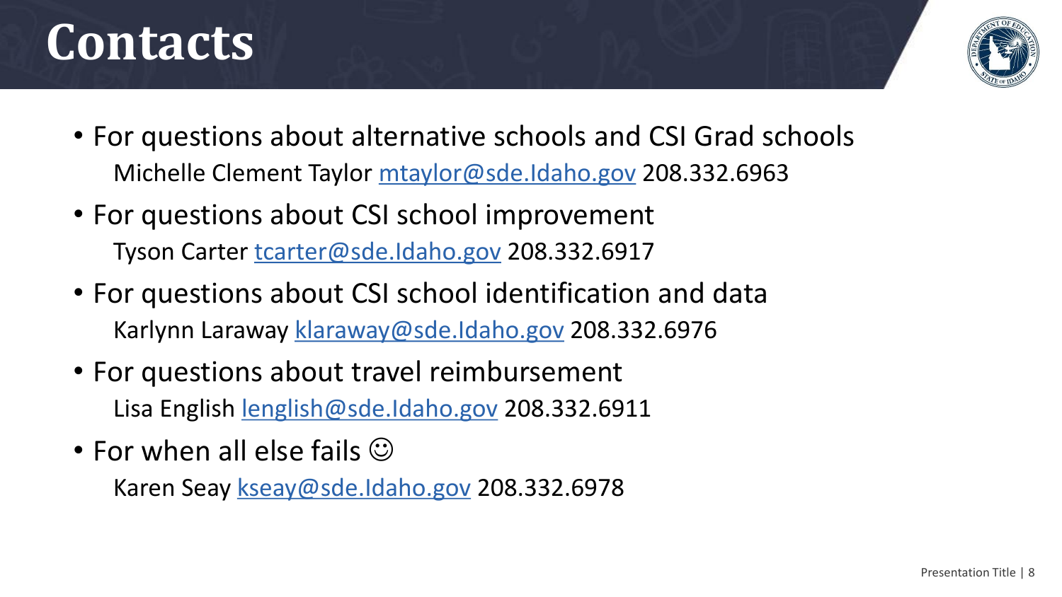# Contacts

- For questions about alternative schools and CSI Grad schools
  Michelle Clement Taylor mtaylor@sde.Idaho.gov 208.332.6963
- For questions about CSI school improvement
  Tyson Carter tcarter@sde.Idaho.gov 208.332.6917
- For questions about CSI school identification and data
  Karlynn Laraway klaraway@sde.Idaho.gov 208.332.6976
- For questions about travel reimbursement
  Lisa English lenglish@sde.Idaho.gov 208.332.6911
- For when all else fails ☺
  Karen Seay kseay@sde.Idaho.gov 208.332.6978